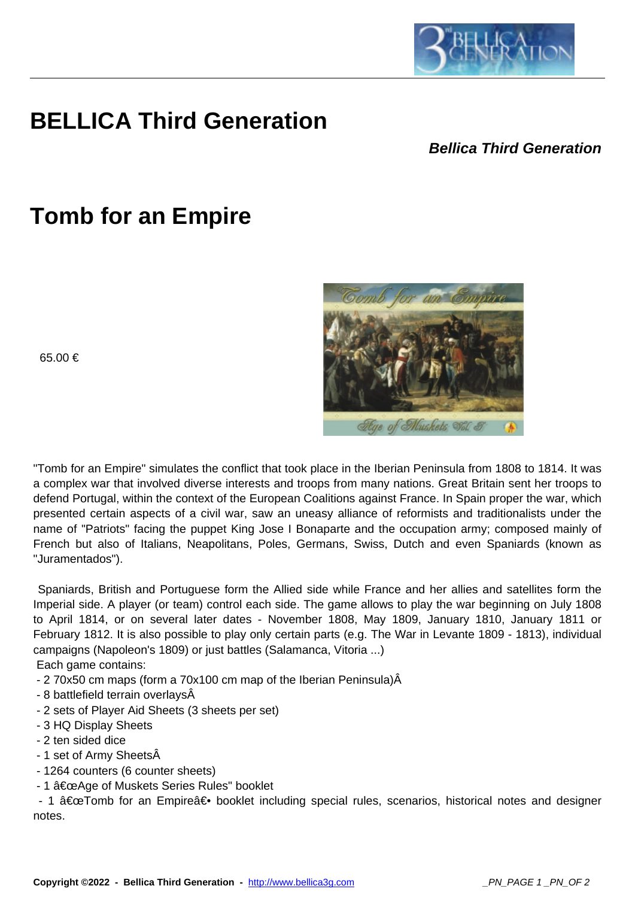# BELLICA Third Generation

***Bellica Third Generation***

# Tomb for an Empire

65.00 €

"Tomb for an Empire" simulates the conflict that took place in the Iberian Peninsula from 1808 to 1814. It was a complex war that involved diverse interests and troops from many nations. Great Britain sent her troops to defend Portugal, within the context of the European Coalitions against France. In Spain proper the war, which presented certain aspects of a civil war, saw an uneasy alliance of reformists and traditionalists under the name of "Patriots" facing the puppet King Jose I Bonaparte and the occupation army; composed mainly of French but also of Italians, Neapolitans, Poles, Germans, Swiss, Dutch and even Spaniards (known as "Juramentados").

Spaniards, British and Portuguese form the Allied side while France and her allies and satellites form the Imperial side. A player (or team) control each side. The game allows to play the war beginning on July 1808 to April 1814, or on several later dates - November 1808, May 1809, January 1810, January 1811 or February 1812. It is also possible to play only certain parts (e.g. The War in Levante 1809 - 1813), individual campaigns (Napoleon's 1809) or just battles (Salamanca, Vitoria ...)

Each game contains:

- 2 70x50 cm maps (form a 70x100 cm map of the Iberian Peninsula)Â
- 8 battlefield terrain overlaysÂ
- 2 sets of Player Aid Sheets (3 sheets per set)
- 3 HQ Display Sheets
- 2 ten sided dice
- 1 set of Army SheetsÂ
- 1264 counters (6 counter sheets)
- 1 â€œAge of Muskets Series Rules" booklet
- 1 â€œTomb for an Empireâ€• booklet including special rules, scenarios, historical notes and designer notes.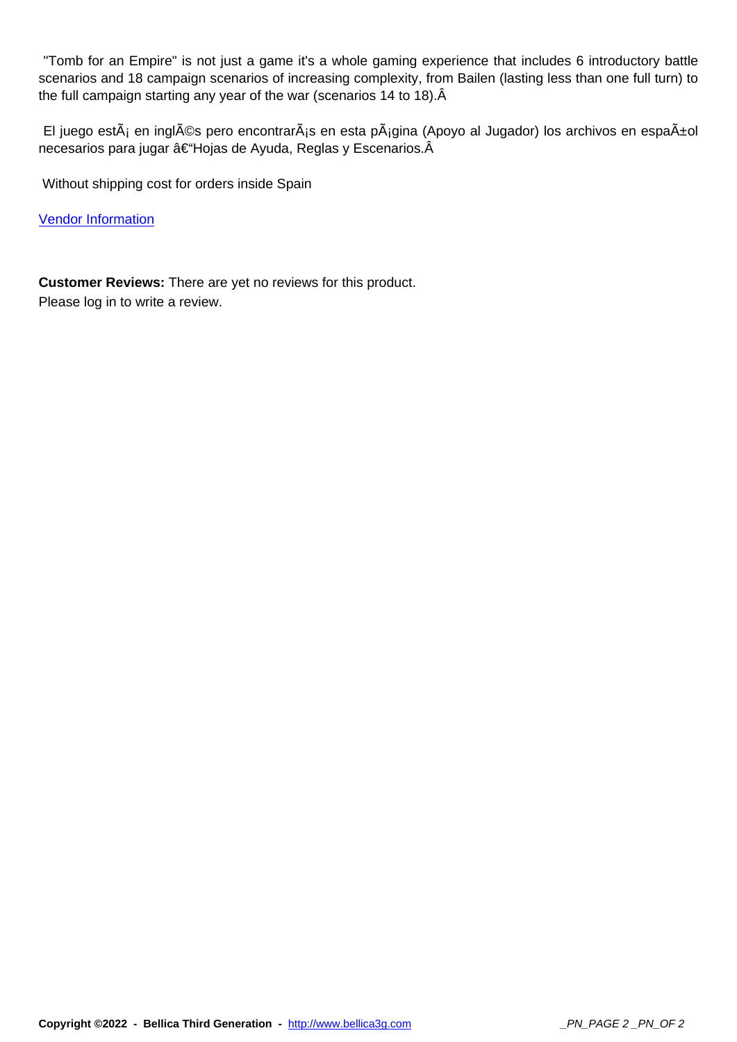"Tomb for an Empire" is not just a game it's a whole gaming experience that includes 6 introductory battle scenarios and 18 campaign scenarios of increasing complexity, from Bailen (lasting less than one full turn) to the full campaign starting any year of the war (scenarios 14 to 18).Â 

El juego estÃ¡ en inglÃ©s pero encontrarÃ¡s en esta pÃ¡gina (Apoyo al Jugador) los archivos en espaÃ±ol necesarios para jugar â€“Hojas de Ayuda, Reglas y Escenarios.Â 

Without shipping cost for orders inside Spain

[Vendor Information]

**Customer Reviews:** There are yet no reviews for this product.
Please log in to write a review.